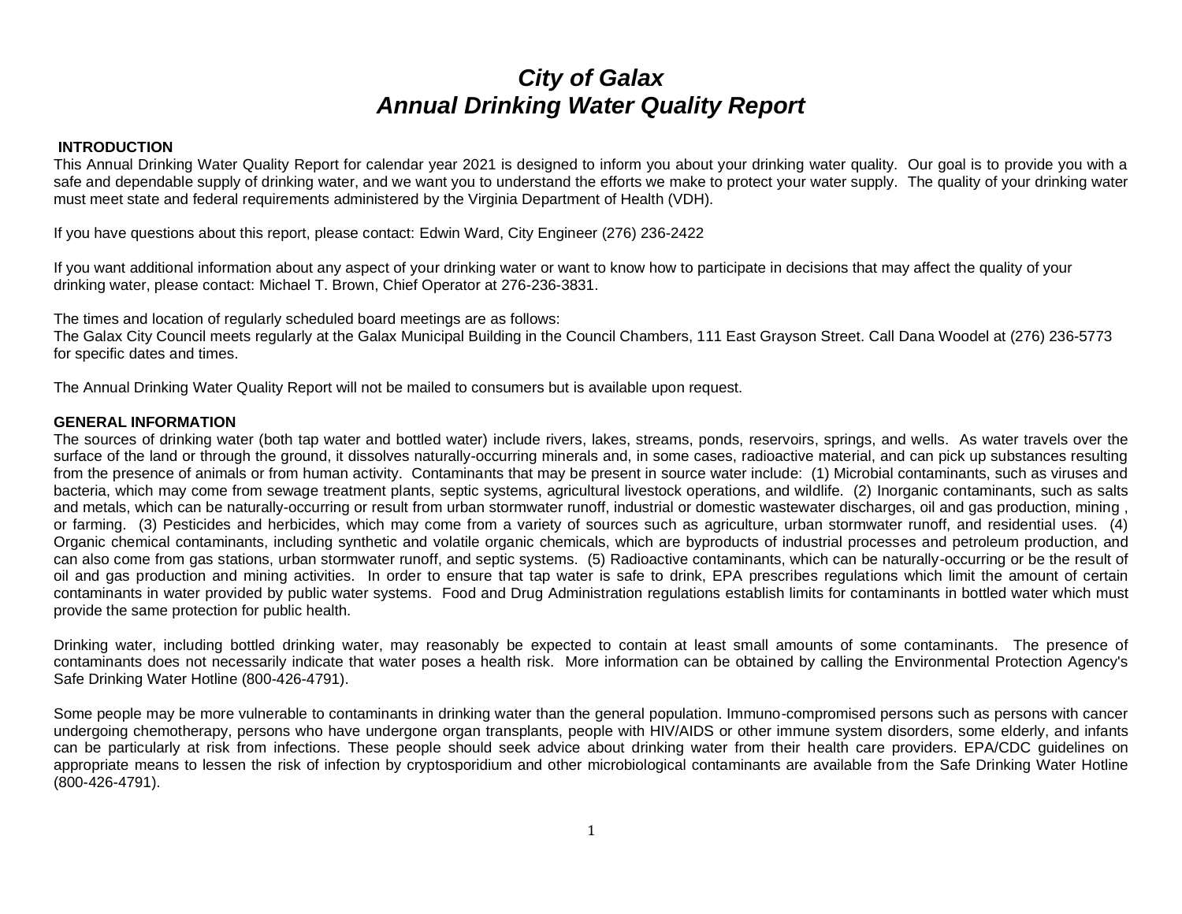# *City of Galax*
# *Annual Drinking Water Quality Report*

**INTRODUCTION**

This Annual Drinking Water Quality Report for calendar year 2021 is designed to inform you about your drinking water quality. Our goal is to provide you with a safe and dependable supply of drinking water, and we want you to understand the efforts we make to protect your water supply. The quality of your drinking water must meet state and federal requirements administered by the Virginia Department of Health (VDH).

If you have questions about this report, please contact: Edwin Ward, City Engineer (276) 236-2422

If you want additional information about any aspect of your drinking water or want to know how to participate in decisions that may affect the quality of your drinking water, please contact: Michael T. Brown, Chief Operator at 276-236-3831.

The times and location of regularly scheduled board meetings are as follows:
The Galax City Council meets regularly at the Galax Municipal Building in the Council Chambers, 111 East Grayson Street. Call Dana Woodel at (276) 236-5773 for specific dates and times.

The Annual Drinking Water Quality Report will not be mailed to consumers but is available upon request.

**GENERAL INFORMATION**

The sources of drinking water (both tap water and bottled water) include rivers, lakes, streams, ponds, reservoirs, springs, and wells. As water travels over the surface of the land or through the ground, it dissolves naturally-occurring minerals and, in some cases, radioactive material, and can pick up substances resulting from the presence of animals or from human activity. Contaminants that may be present in source water include: (1) Microbial contaminants, such as viruses and bacteria, which may come from sewage treatment plants, septic systems, agricultural livestock operations, and wildlife. (2) Inorganic contaminants, such as salts and metals, which can be naturally-occurring or result from urban stormwater runoff, industrial or domestic wastewater discharges, oil and gas production, mining , or farming. (3) Pesticides and herbicides, which may come from a variety of sources such as agriculture, urban stormwater runoff, and residential uses. (4) Organic chemical contaminants, including synthetic and volatile organic chemicals, which are byproducts of industrial processes and petroleum production, and can also come from gas stations, urban stormwater runoff, and septic systems. (5) Radioactive contaminants, which can be naturally-occurring or be the result of oil and gas production and mining activities. In order to ensure that tap water is safe to drink, EPA prescribes regulations which limit the amount of certain contaminants in water provided by public water systems. Food and Drug Administration regulations establish limits for contaminants in bottled water which must provide the same protection for public health.

Drinking water, including bottled drinking water, may reasonably be expected to contain at least small amounts of some contaminants. The presence of contaminants does not necessarily indicate that water poses a health risk. More information can be obtained by calling the Environmental Protection Agency's Safe Drinking Water Hotline (800-426-4791).

Some people may be more vulnerable to contaminants in drinking water than the general population. Immuno-compromised persons such as persons with cancer undergoing chemotherapy, persons who have undergone organ transplants, people with HIV/AIDS or other immune system disorders, some elderly, and infants can be particularly at risk from infections. These people should seek advice about drinking water from their health care providers. EPA/CDC guidelines on appropriate means to lessen the risk of infection by cryptosporidium and other microbiological contaminants are available from the Safe Drinking Water Hotline (800-426-4791).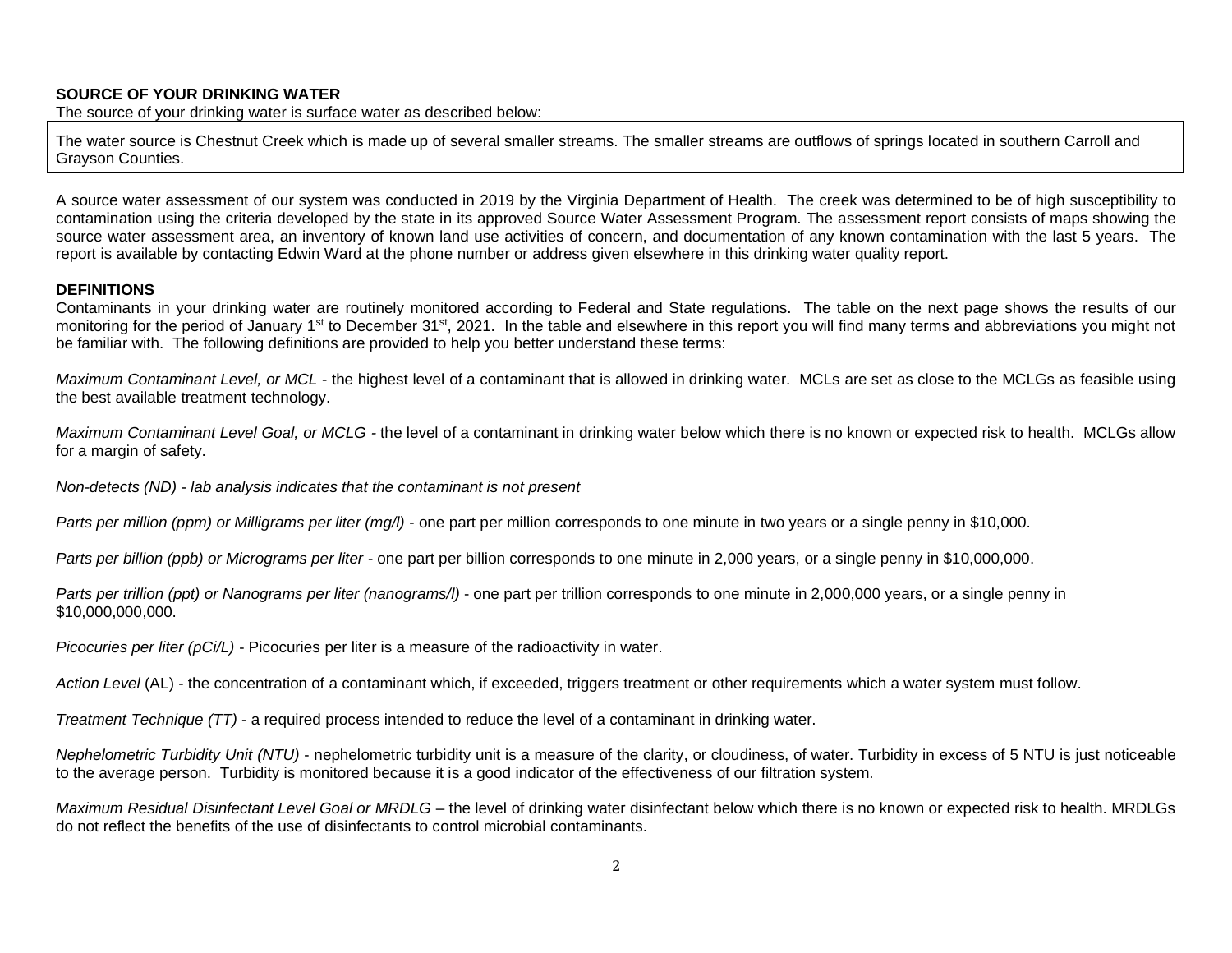**SOURCE OF YOUR DRINKING WATER**

The source of your drinking water is surface water as described below:

The water source is Chestnut Creek which is made up of several smaller streams. The smaller streams are outflows of springs located in southern Carroll and Grayson Counties.

A source water assessment of our system was conducted in 2019 by the Virginia Department of Health. The creek was determined to be of high susceptibility to contamination using the criteria developed by the state in its approved Source Water Assessment Program. The assessment report consists of maps showing the source water assessment area, an inventory of known land use activities of concern, and documentation of any known contamination with the last 5 years. The report is available by contacting Edwin Ward at the phone number or address given elsewhere in this drinking water quality report.

**DEFINITIONS**

Contaminants in your drinking water are routinely monitored according to Federal and State regulations. The table on the next page shows the results of our monitoring for the period of January 1st to December 31st, 2021. In the table and elsewhere in this report you will find many terms and abbreviations you might not be familiar with. The following definitions are provided to help you better understand these terms:

*Maximum Contaminant Level, or MCL* - the highest level of a contaminant that is allowed in drinking water. MCLs are set as close to the MCLGs as feasible using the best available treatment technology.

*Maximum Contaminant Level Goal, or MCLG* - the level of a contaminant in drinking water below which there is no known or expected risk to health. MCLGs allow for a margin of safety.

*Non-detects (ND) - lab analysis indicates that the contaminant is not present*

*Parts per million (ppm) or Milligrams per liter (mg/l)* - one part per million corresponds to one minute in two years or a single penny in $10,000.

*Parts per billion (ppb) or Micrograms per liter* - one part per billion corresponds to one minute in 2,000 years, or a single penny in $10,000,000.

*Parts per trillion (ppt) or Nanograms per liter (nanograms/l)* - one part per trillion corresponds to one minute in 2,000,000 years, or a single penny in $10,000,000,000.

*Picocuries per liter (pCi/L)* - Picocuries per liter is a measure of the radioactivity in water.

*Action Level* (AL) - the concentration of a contaminant which, if exceeded, triggers treatment or other requirements which a water system must follow.

*Treatment Technique (TT)* - a required process intended to reduce the level of a contaminant in drinking water.

*Nephelometric Turbidity Unit (NTU)* - nephelometric turbidity unit is a measure of the clarity, or cloudiness, of water. Turbidity in excess of 5 NTU is just noticeable to the average person. Turbidity is monitored because it is a good indicator of the effectiveness of our filtration system.

*Maximum Residual Disinfectant Level Goal or MRDLG* – the level of drinking water disinfectant below which there is no known or expected risk to health. MRDLGs do not reflect the benefits of the use of disinfectants to control microbial contaminants.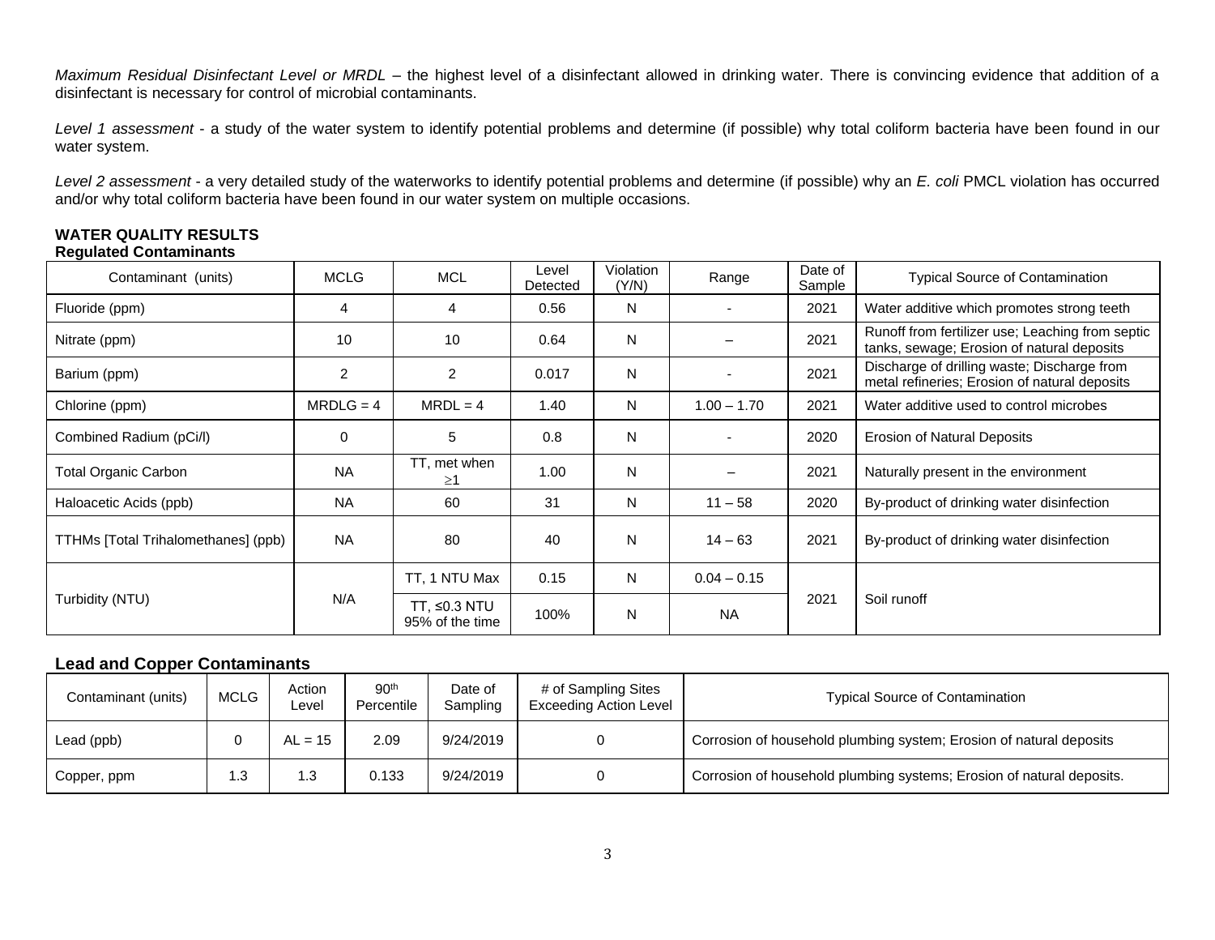*Maximum Residual Disinfectant Level or MRDL* – the highest level of a disinfectant allowed in drinking water. There is convincing evidence that addition of a disinfectant is necessary for control of microbial contaminants.

*Level 1 assessment* - a study of the water system to identify potential problems and determine (if possible) why total coliform bacteria have been found in our water system.

*Level 2 assessment* - a very detailed study of the waterworks to identify potential problems and determine (if possible) why an *E. coli* PMCL violation has occurred and/or why total coliform bacteria have been found in our water system on multiple occasions.

## WATER QUALITY RESULTS

### Regulated Contaminants

| Contaminant (units) | MCLG | MCL | Level Detected | Violation (Y/N) | Range | Date of Sample | Typical Source of Contamination |
|---|---|---|---|---|---|---|---|
| Fluoride (ppm) | 4 | 4 | 0.56 | N | - | 2021 | Water additive which promotes strong teeth |
| Nitrate (ppm) | 10 | 10 | 0.64 | N | – | 2021 | Runoff from fertilizer use; Leaching from septic tanks, sewage; Erosion of natural deposits |
| Barium (ppm) | 2 | 2 | 0.017 | N | - | 2021 | Discharge of drilling waste; Discharge from metal refineries; Erosion of natural deposits |
| Chlorine (ppm) | MRDLG = 4 | MRDL = 4 | 1.40 | N | 1.00 – 1.70 | 2021 | Water additive used to control microbes |
| Combined Radium (pCi/l) | 0 | 5 | 0.8 | N | - | 2020 | Erosion of Natural Deposits |
| Total Organic Carbon | NA | TT, met when ≥1 | 1.00 | N | – | 2021 | Naturally present in the environment |
| Haloacetic Acids (ppb) | NA | 60 | 31 | N | 11 – 58 | 2020 | By-product of drinking water disinfection |
| TTHMs [Total Trihalomethanes] (ppb) | NA | 80 | 40 | N | 14 – 63 | 2021 | By-product of drinking water disinfection |
| Turbidity (NTU) | N/A | TT, 1 NTU Max | 0.15 | N | 0.04 – 0.15 | 2021 | Soil runoff |
| | | TT, ≤0.3 NTU 95% of the time | 100% | N | NA | | |

### Lead and Copper Contaminants

| Contaminant (units) | MCLG | Action Level | 90th Percentile | Date of Sampling | # of Sampling Sites Exceeding Action Level | Typical Source of Contamination |
|---|---|---|---|---|---|---|
| Lead (ppb) | 0 | AL = 15 | 2.09 | 9/24/2019 | 0 | Corrosion of household plumbing system; Erosion of natural deposits |
| Copper, ppm | 1.3 | 1.3 | 0.133 | 9/24/2019 | 0 | Corrosion of household plumbing systems; Erosion of natural deposits. |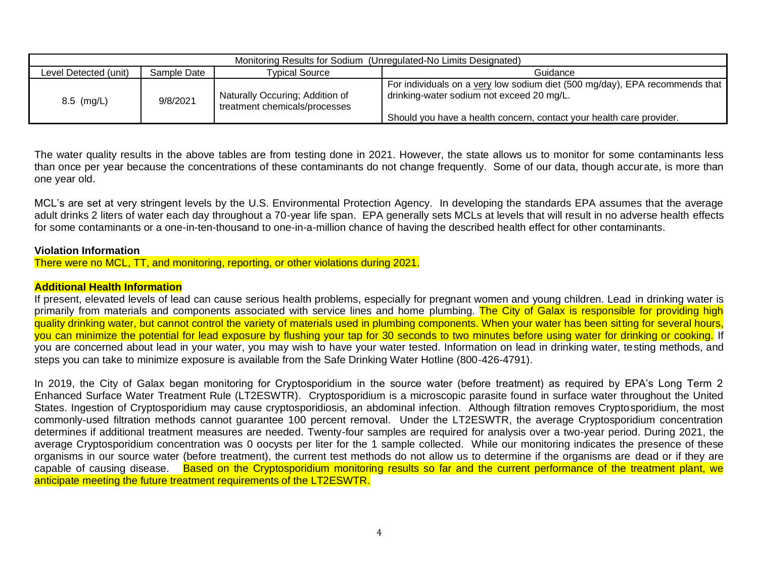| Monitoring Results for Sodium (Unregulated-No Limits Designated) | | | |
|---|---|---|---|
| Level Detected (unit) | Sample Date | Typical Source | Guidance |
| 8.5 (mg/L) | 9/8/2021 | Naturally Occuring; Addition of treatment chemicals/processes | For individuals on a very low sodium diet (500 mg/day), EPA recommends that drinking-water sodium not exceed 20 mg/L. Should you have a health concern, contact your health care provider. |

The water quality results in the above tables are from testing done in 2021. However, the state allows us to monitor for some contaminants less than once per year because the concentrations of these contaminants do not change frequently. Some of our data, though accurate, is more than one year old.

MCL's are set at very stringent levels by the U.S. Environmental Protection Agency. In developing the standards EPA assumes that the average adult drinks 2 liters of water each day throughout a 70-year life span. EPA generally sets MCLs at levels that will result in no adverse health effects for some contaminants or a one-in-ten-thousand to one-in-a-million chance of having the described health effect for other contaminants.

**Violation Information**

There were no MCL, TT, and monitoring, reporting, or other violations during 2021.

**Additional Health Information**

If present, elevated levels of lead can cause serious health problems, especially for pregnant women and young children. Lead in drinking water is primarily from materials and components associated with service lines and home plumbing. The City of Galax is responsible for providing high quality drinking water, but cannot control the variety of materials used in plumbing components. When your water has been sitting for several hours, you can minimize the potential for lead exposure by flushing your tap for 30 seconds to two minutes before using water for drinking or cooking. If you are concerned about lead in your water, you may wish to have your water tested. Information on lead in drinking water, testing methods, and steps you can take to minimize exposure is available from the Safe Drinking Water Hotline (800-426-4791).

In 2019, the City of Galax began monitoring for Cryptosporidium in the source water (before treatment) as required by EPA's Long Term 2 Enhanced Surface Water Treatment Rule (LT2ESWTR). Cryptosporidium is a microscopic parasite found in surface water throughout the United States. Ingestion of Cryptosporidium may cause cryptosporidiosis, an abdominal infection. Although filtration removes Cryptosporidium, the most commonly-used filtration methods cannot guarantee 100 percent removal. Under the LT2ESWTR, the average Cryptosporidium concentration determines if additional treatment measures are needed. Twenty-four samples are required for analysis over a two-year period. During 2021, the average Cryptosporidium concentration was 0 oocysts per liter for the 1 sample collected. While our monitoring indicates the presence of these organisms in our source water (before treatment), the current test methods do not allow us to determine if the organisms are dead or if they are capable of causing disease. Based on the Cryptosporidium monitoring results so far and the current performance of the treatment plant, we anticipate meeting the future treatment requirements of the LT2ESWTR.